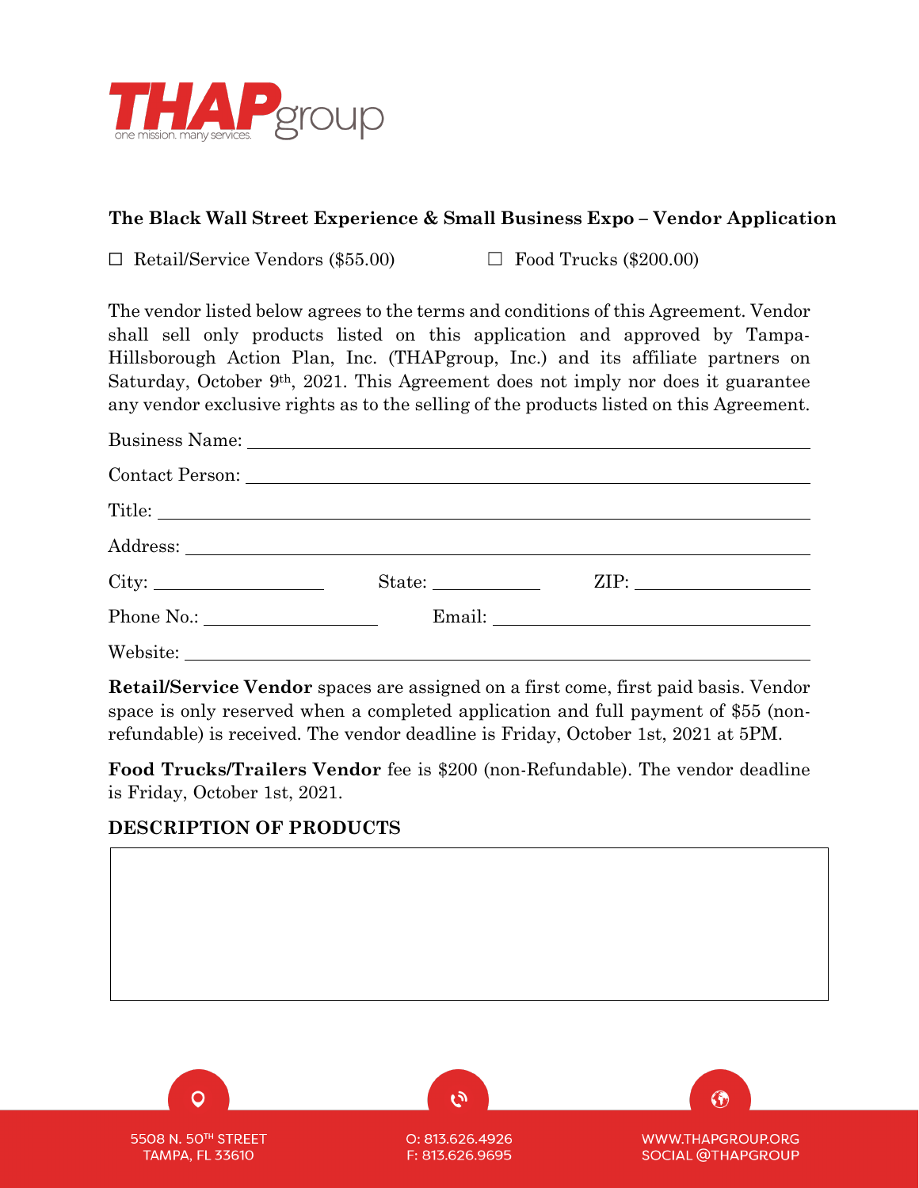THAPgroup
one mission. many services.

## The Black Wall Street Experience & Small Business Expo – Vendor Application

☐ Retail/Service Vendors ($55.00) ☐ Food Trucks ($200.00)

The vendor listed below agrees to the terms and conditions of this Agreement. Vendor shall sell only products listed on this application and approved by Tampa-Hillsborough Action Plan, Inc. (THAPgroup, Inc.) and its affiliate partners on Saturday, October 9th, 2021. This Agreement does not imply nor does it guarantee any vendor exclusive rights as to the selling of the products listed on this Agreement.

Business Name: ______________________________

Contact Person: ______________________________

Title: ______________________________

Address: ______________________________

City: ______________ State: ______________ ZIP: ______________

Phone No.: ______________ Email: ______________

Website: ______________________________

**Retail/Service Vendor** spaces are assigned on a first come, first paid basis. Vendor space is only reserved when a completed application and full payment of $55 (non-refundable) is received. The vendor deadline is Friday, October 1st, 2021 at 5PM.

**Food Trucks/Trailers Vendor** fee is $200 (non-Refundable). The vendor deadline is Friday, October 1st, 2021.

**DESCRIPTION OF PRODUCTS**

5508 N. 50TH STREET
TAMPA, FL 33610

O: 813.626.4926
F: 813.626.9695

WWW.THAPGROUP.ORG
SOCIAL @THAPGROUP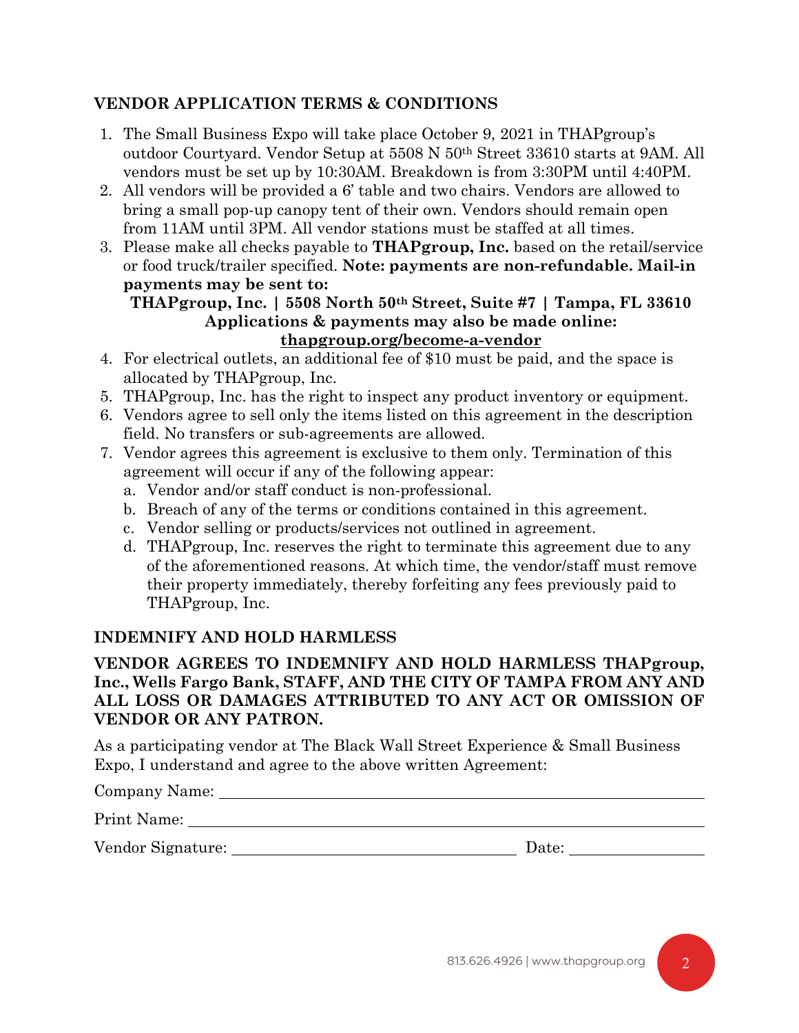## VENDOR APPLICATION TERMS & CONDITIONS

1. The Small Business Expo will take place October 9, 2021 in THAPgroup's outdoor Courtyard. Vendor Setup at 5508 N 50th Street 33610 starts at 9AM. All vendors must be set up by 10:30AM. Breakdown is from 3:30PM until 4:40PM.
2. All vendors will be provided a 6' table and two chairs. Vendors are allowed to bring a small pop-up canopy tent of their own. Vendors should remain open from 11AM until 3PM. All vendor stations must be staffed at all times.
3. Please make all checks payable to **THAPgroup, Inc.** based on the retail/service or food truck/trailer specified. **Note: payments are non-refundable. Mail-in payments may be sent to:**

   **THAPgroup, Inc. | 5508 North 50th Street, Suite #7 | Tampa, FL 33610**
   **Applications & payments may also be made online:**
   **thapgroup.org/become-a-vendor**
4. For electrical outlets, an additional fee of $10 must be paid, and the space is allocated by THAPgroup, Inc.
5. THAPgroup, Inc. has the right to inspect any product inventory or equipment.
6. Vendors agree to sell only the items listed on this agreement in the description field. No transfers or sub-agreements are allowed.
7. Vendor agrees this agreement is exclusive to them only. Termination of this agreement will occur if any of the following appear:
   a. Vendor and/or staff conduct is non-professional.
   b. Breach of any of the terms or conditions contained in this agreement.
   c. Vendor selling or products/services not outlined in agreement.
   d. THAPgroup, Inc. reserves the right to terminate this agreement due to any of the aforementioned reasons. At which time, the vendor/staff must remove their property immediately, thereby forfeiting any fees previously paid to THAPgroup, Inc.

## INDEMNIFY AND HOLD HARMLESS

**VENDOR AGREES TO INDEMNIFY AND HOLD HARMLESS THAPgroup, Inc., Wells Fargo Bank, STAFF, AND THE CITY OF TAMPA FROM ANY AND ALL LOSS OR DAMAGES ATTRIBUTED TO ANY ACT OR OMISSION OF VENDOR OR ANY PATRON.**

As a participating vendor at The Black Wall Street Experience & Small Business Expo, I understand and agree to the above written Agreement:

Company Name: ____________________________________________

Print Name: ____________________________________________

Vendor Signature: ______________________________ Date: ______________